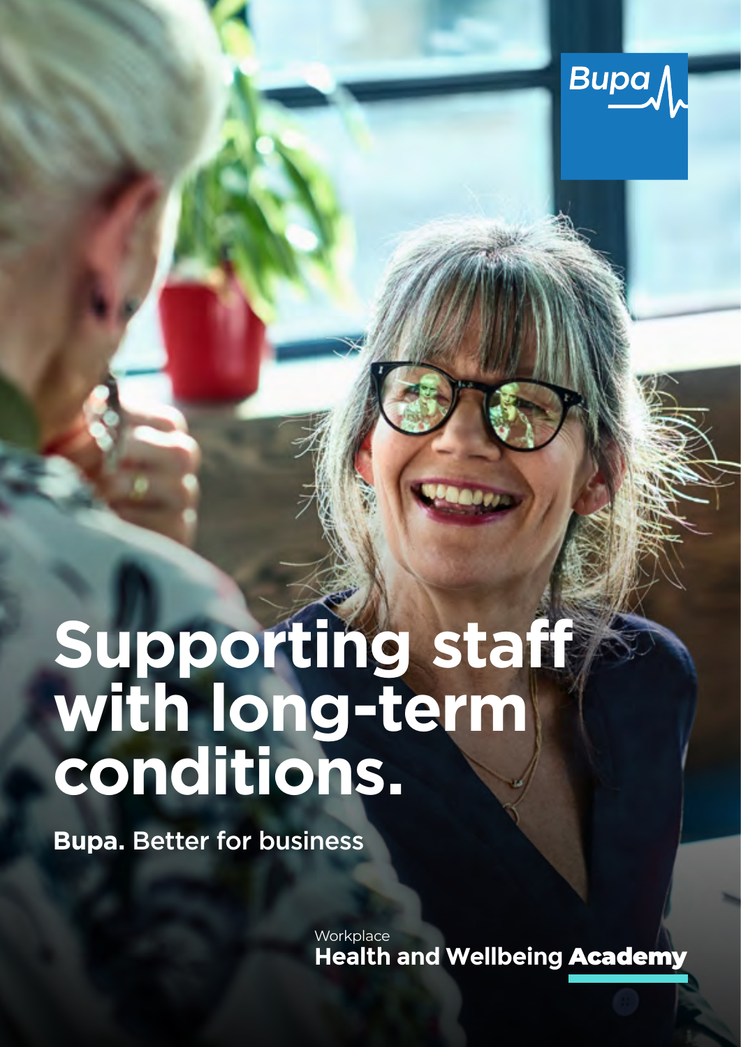Bupa

# Supporting staff with long-term conditions.

**Bupa.** Better for business

Workplace
**Health and Wellbeing Academy**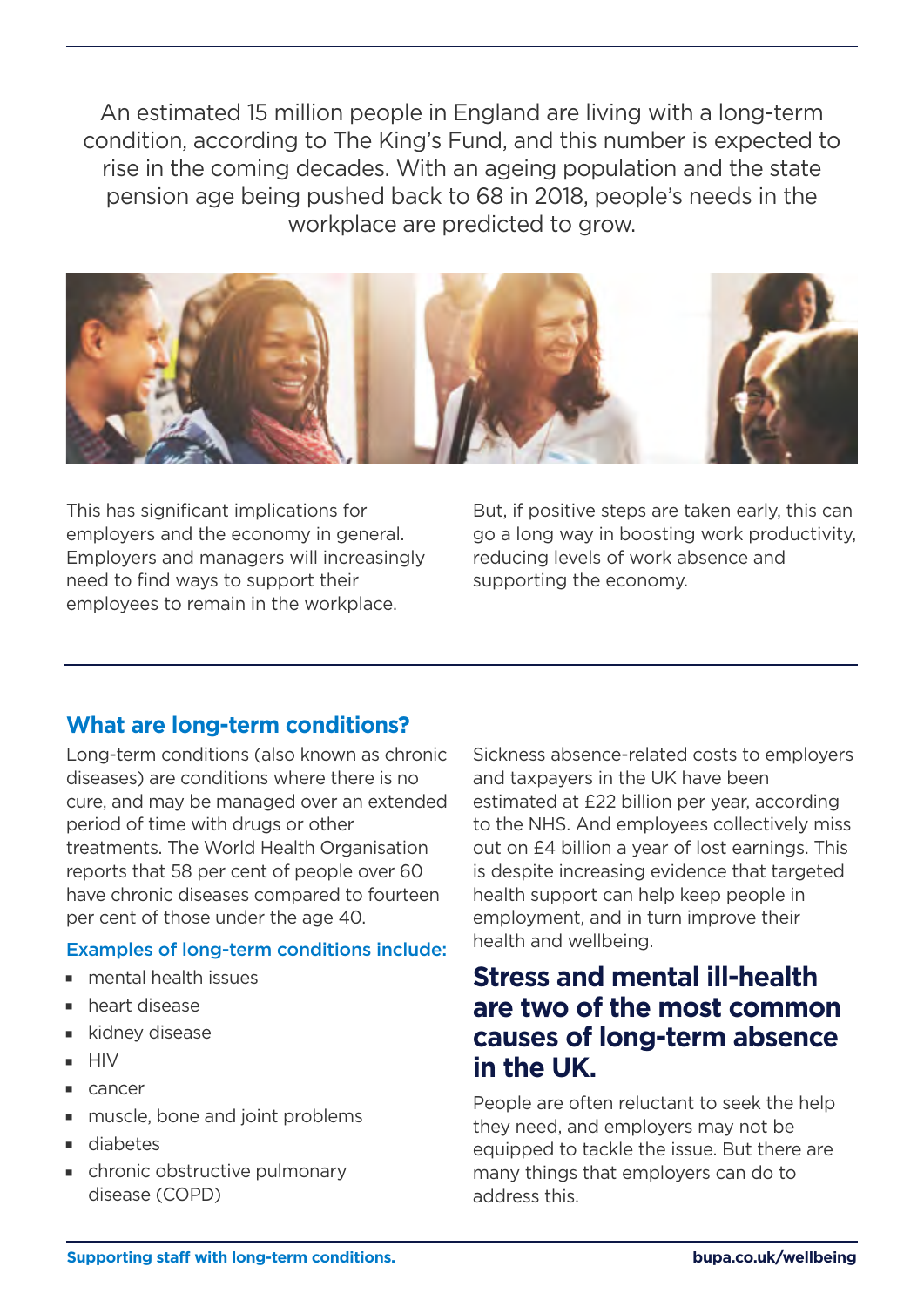An estimated 15 million people in England are living with a long-term condition, according to The King's Fund, and this number is expected to rise in the coming decades. With an ageing population and the state pension age being pushed back to 68 in 2018, people's needs in the workplace are predicted to grow.

This has significant implications for employers and the economy in general. Employers and managers will increasingly need to find ways to support their employees to remain in the workplace.

But, if positive steps are taken early, this can go a long way in boosting work productivity, reducing levels of work absence and supporting the economy.

## What are long-term conditions?

Long-term conditions (also known as chronic diseases) are conditions where there is no cure, and may be managed over an extended period of time with drugs or other treatments. The World Health Organisation reports that 58 per cent of people over 60 have chronic diseases compared to fourteen per cent of those under the age 40.

### Examples of long-term conditions include:

- mental health issues
- heart disease
- kidney disease
- HIV
- cancer
- muscle, bone and joint problems
- diabetes
- chronic obstructive pulmonary disease (COPD)

Sickness absence-related costs to employers and taxpayers in the UK have been estimated at £22 billion per year, according to the NHS. And employees collectively miss out on £4 billion a year of lost earnings. This is despite increasing evidence that targeted health support can help keep people in employment, and in turn improve their health and wellbeing.

## Stress and mental ill-health are two of the most common causes of long-term absence in the UK.

People are often reluctant to seek the help they need, and employers may not be equipped to tackle the issue. But there are many things that employers can do to address this.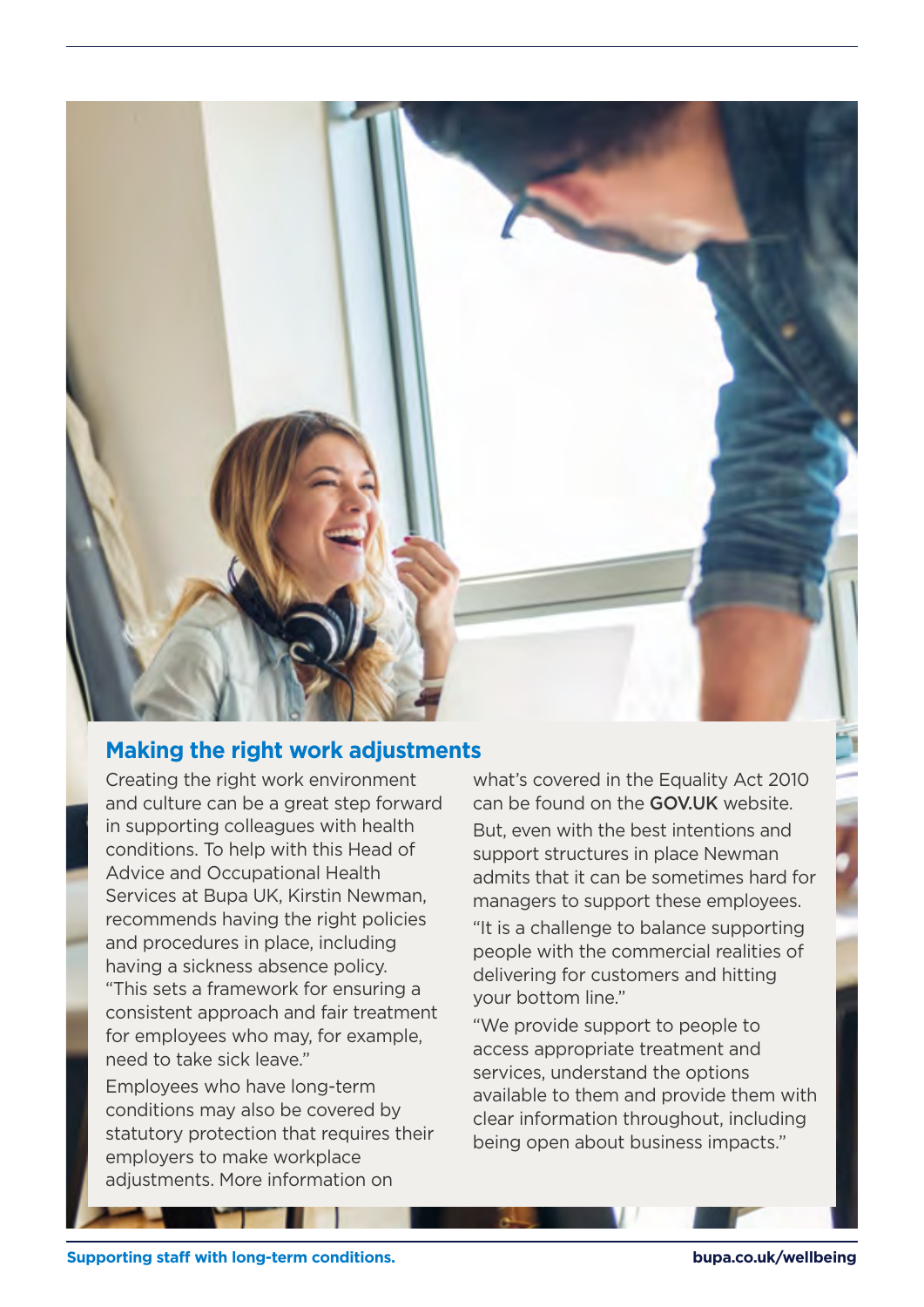## Making the right work adjustments

Creating the right work environment and culture can be a great step forward in supporting colleagues with health conditions. To help with this Head of Advice and Occupational Health Services at Bupa UK, Kirstin Newman, recommends having the right policies and procedures in place, including having a sickness absence policy. "This sets a framework for ensuring a consistent approach and fair treatment for employees who may, for example, need to take sick leave."

Employees who have long-term conditions may also be covered by statutory protection that requires their employers to make workplace adjustments. More information on what's covered in the Equality Act 2010 can be found on the **GOV.UK** website.

But, even with the best intentions and support structures in place Newman admits that it can be sometimes hard for managers to support these employees. "It is a challenge to balance supporting people with the commercial realities of delivering for customers and hitting your bottom line."

"We provide support to people to access appropriate treatment and services, understand the options available to them and provide them with clear information throughout, including being open about business impacts."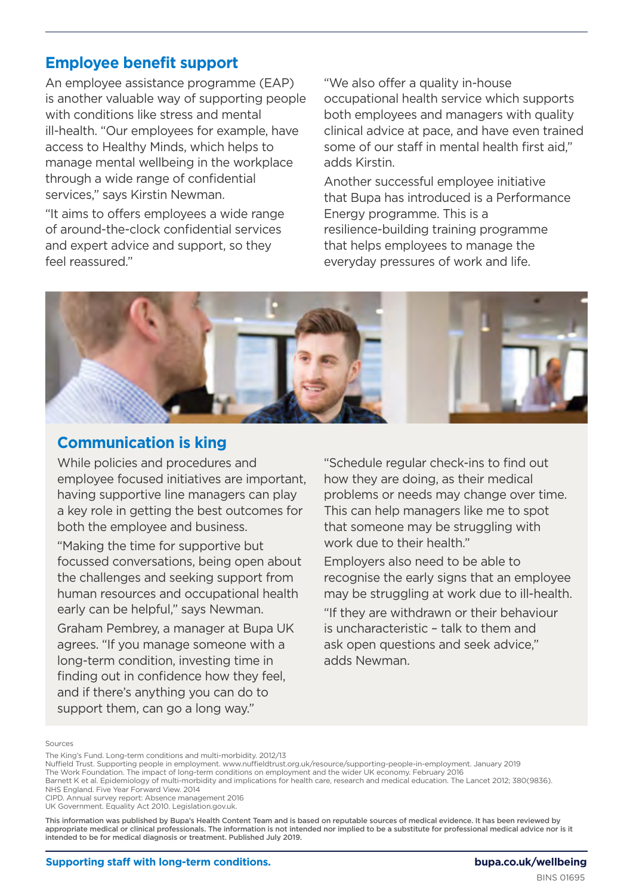## Employee benefit support

An employee assistance programme (EAP) is another valuable way of supporting people with conditions like stress and mental ill-health. "Our employees for example, have access to Healthy Minds, which helps to manage mental wellbeing in the workplace through a wide range of confidential services," says Kirstin Newman.

"It aims to offers employees a wide range of around-the-clock confidential services and expert advice and support, so they feel reassured."

"We also offer a quality in-house occupational health service which supports both employees and managers with quality clinical advice at pace, and have even trained some of our staff in mental health first aid," adds Kirstin.

Another successful employee initiative that Bupa has introduced is a Performance Energy programme. This is a resilience-building training programme that helps employees to manage the everyday pressures of work and life.

## Communication is king

While policies and procedures and employee focused initiatives are important, having supportive line managers can play a key role in getting the best outcomes for both the employee and business.

"Making the time for supportive but focussed conversations, being open about the challenges and seeking support from human resources and occupational health early can be helpful," says Newman.

Graham Pembrey, a manager at Bupa UK agrees. "If you manage someone with a long-term condition, investing time in finding out in confidence how they feel, and if there's anything you can do to support them, can go a long way."

"Schedule regular check-ins to find out how they are doing, as their medical problems or needs may change over time. This can help managers like me to spot that someone may be struggling with work due to their health."

Employers also need to be able to recognise the early signs that an employee may be struggling at work due to ill-health.

"If they are withdrawn or their behaviour is uncharacteristic – talk to them and ask open questions and seek advice," adds Newman.

Sources

The King's Fund. Long-term conditions and multi-morbidity. 2012/13
Nuffield Trust. Supporting people in employment. www.nuffieldtrust.org.uk/resource/supporting-people-in-employment. January 2019
The Work Foundation. The impact of long-term conditions on employment and the wider UK economy. February 2016
Barnett K et al. Epidemiology of multi-morbidity and implications for health care, research and medical education. The Lancet 2012; 380(9836).
NHS England. Five Year Forward View. 2014
CIPD. Annual survey report: Absence management 2016
UK Government. Equality Act 2010. Legislation.gov.uk.

**This information was published by Bupa's Health Content Team and is based on reputable sources of medical evidence. It has been reviewed by appropriate medical or clinical professionals. The information is not intended nor implied to be a substitute for professional medical advice nor is it intended to be for medical diagnosis or treatment. Published July 2019.**

**Supporting staff with long-term conditions.** **bupa.co.uk/wellbeing**

BINS 01695